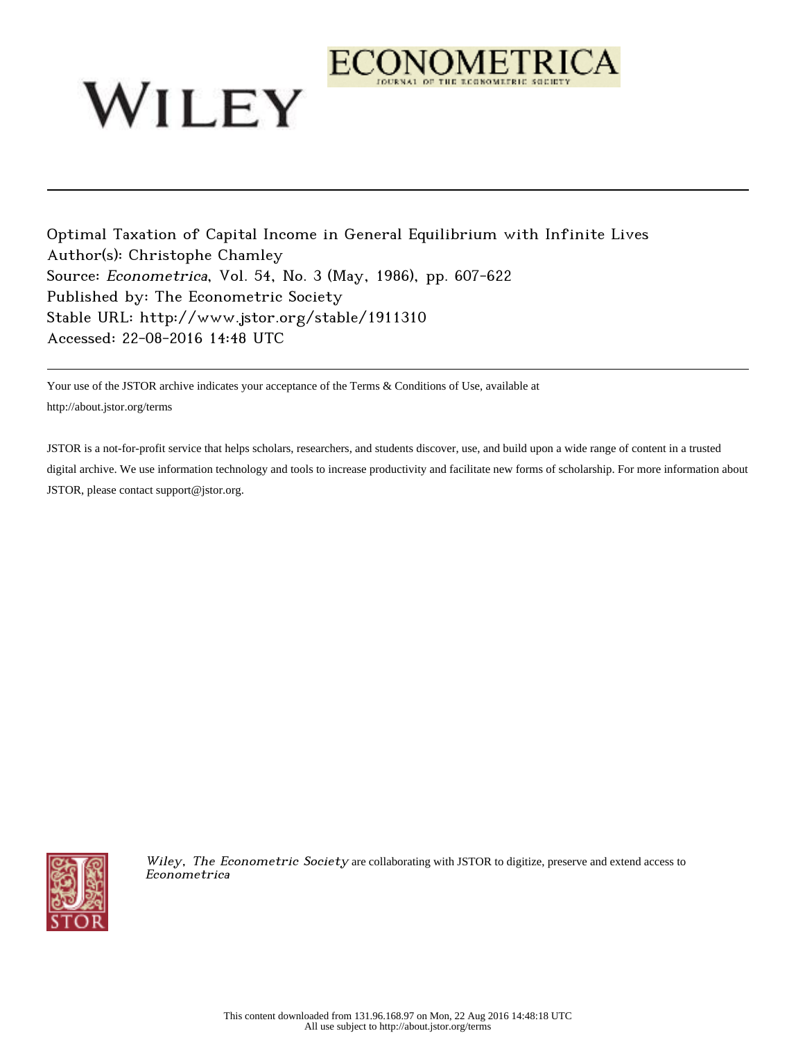Optimal Taxation of Capital Income in General Equilibrium with Infinite Lives
Author(s): Christophe Chamley
Source: *Econometrica*, Vol. 54, No. 3 (May, 1986), pp. 607-622
Published by: The Econometric Society
Stable URL: http://www.jstor.org/stable/1911310
Accessed: 22-08-2016 14:48 UTC

Your use of the JSTOR archive indicates your acceptance of the Terms & Conditions of Use, available at http://about.jstor.org/terms

JSTOR is a not-for-profit service that helps scholars, researchers, and students discover, use, and build upon a wide range of content in a trusted digital archive. We use information technology and tools to increase productivity and facilitate new forms of scholarship. For more information about JSTOR, please contact support@jstor.org.

*Wiley, The Econometric Society* are collaborating with JSTOR to digitize, preserve and extend access to *Econometrica*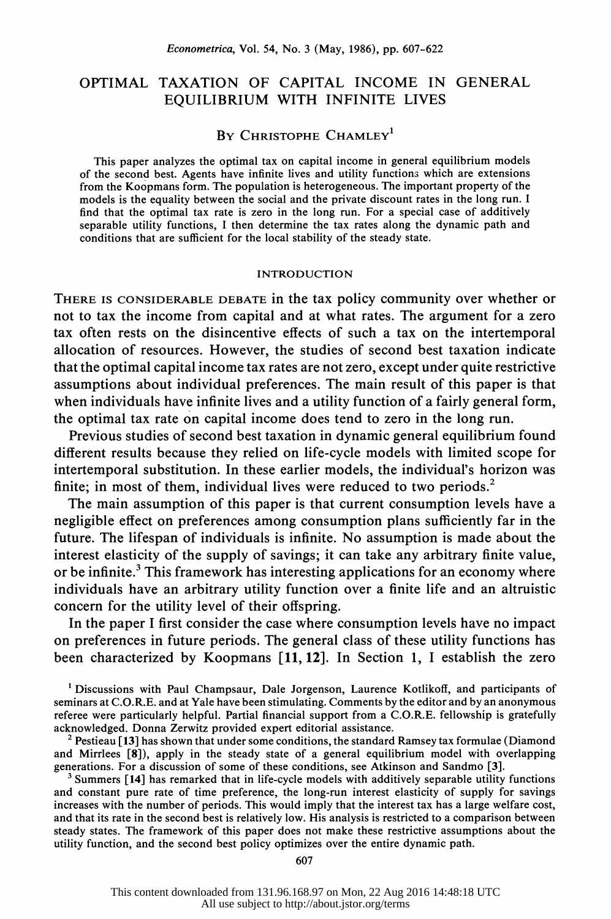# OPTIMAL TAXATION OF CAPITAL INCOME IN GENERAL EQUILIBRIUM WITH INFINITE LIVES

By Christophe Chamley[1]

This paper analyzes the optimal tax on capital income in general equilibrium models of the second best. Agents have infinite lives and utility functions which are extensions from the Koopmans form. The population is heterogeneous. The important property of the models is the equality between the social and the private discount rates in the long run. I find that the optimal tax rate is zero in the long run. For a special case of additively separable utility functions, I then determine the tax rates along the dynamic path and conditions that are sufficient for the local stability of the steady state.

## INTRODUCTION

There is considerable debate in the tax policy community over whether or not to tax the income from capital and at what rates. The argument for a zero tax often rests on the disincentive effects of such a tax on the intertemporal allocation of resources. However, the studies of second best taxation indicate that the optimal capital income tax rates are not zero, except under quite restrictive assumptions about individual preferences. The main result of this paper is that when individuals have infinite lives and a utility function of a fairly general form, the optimal tax rate on capital income does tend to zero in the long run.

Previous studies of second best taxation in dynamic general equilibrium found different results because they relied on life-cycle models with limited scope for intertemporal substitution. In these earlier models, the individual's horizon was finite; in most of them, individual lives were reduced to two periods.[2]

The main assumption of this paper is that current consumption levels have a negligible effect on preferences among consumption plans sufficiently far in the future. The lifespan of individuals is infinite. No assumption is made about the interest elasticity of the supply of savings; it can take any arbitrary finite value, or be infinite.[3] This framework has interesting applications for an economy where individuals have an arbitrary utility function over a finite life and an altruistic concern for the utility level of their offspring.

In the paper I first consider the case where consumption levels have no impact on preferences in future periods. The general class of these utility functions has been characterized by Koopmans [11, 12]. In Section 1, I establish the zero

---

[1] Discussions with Paul Champsaur, Dale Jorgenson, Laurence Kotlikoff, and participants of seminars at C.O.R.E. and at Yale have been stimulating. Comments by the editor and by an anonymous referee were particularly helpful. Partial financial support from a C.O.R.E. fellowship is gratefully acknowledged. Donna Zerwitz provided expert editorial assistance.

[2] Pestieau [13] has shown that under some conditions, the standard Ramsey tax formulae (Diamond and Mirrlees [8]), apply in the steady state of a general equilibrium model with overlapping generations. For a discussion of some of these conditions, see Atkinson and Sandmo [3].

[3] Summers [14] has remarked that in life-cycle models with additively separable utility functions and constant pure rate of time preference, the long-run interest elasticity of supply for savings increases with the number of periods. This would imply that the interest tax has a large welfare cost, and that its rate in the second best is relatively low. His analysis is restricted to a comparison between steady states. The framework of this paper does not make these restrictive assumptions about the utility function, and the second best policy optimizes over the entire dynamic path.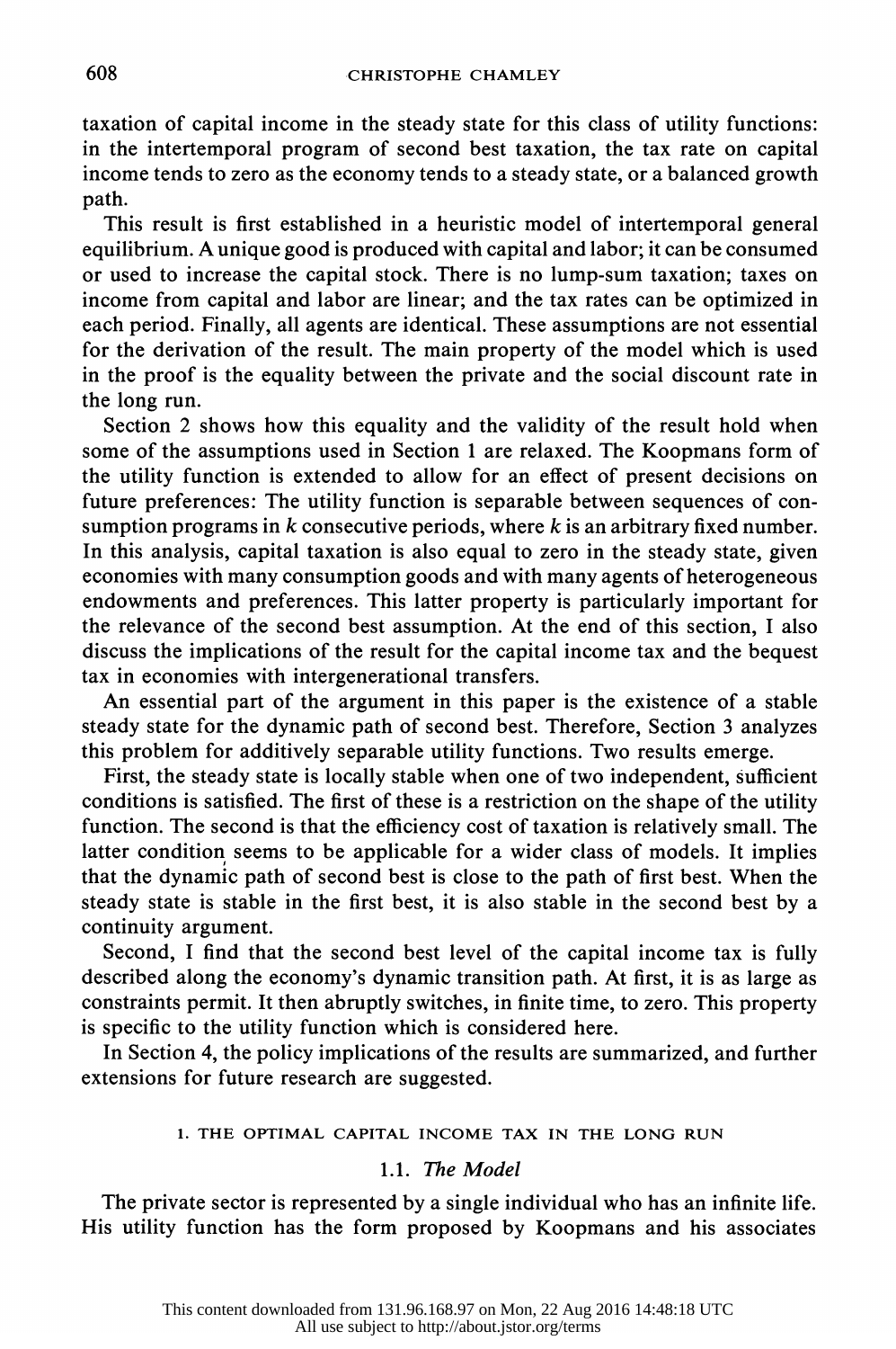taxation of capital income in the steady state for this class of utility functions: in the intertemporal program of second best taxation, the tax rate on capital income tends to zero as the economy tends to a steady state, or a balanced growth path.

This result is first established in a heuristic model of intertemporal general equilibrium. A unique good is produced with capital and labor; it can be consumed or used to increase the capital stock. There is no lump-sum taxation; taxes on income from capital and labor are linear; and the tax rates can be optimized in each period. Finally, all agents are identical. These assumptions are not essential for the derivation of the result. The main property of the model which is used in the proof is the equality between the private and the social discount rate in the long run.

Section 2 shows how this equality and the validity of the result hold when some of the assumptions used in Section 1 are relaxed. The Koopmans form of the utility function is extended to allow for an effect of present decisions on future preferences: The utility function is separable between sequences of consumption programs in $k$ consecutive periods, where $k$ is an arbitrary fixed number. In this analysis, capital taxation is also equal to zero in the steady state, given economies with many consumption goods and with many agents of heterogeneous endowments and preferences. This latter property is particularly important for the relevance of the second best assumption. At the end of this section, I also discuss the implications of the result for the capital income tax and the bequest tax in economies with intergenerational transfers.

An essential part of the argument in this paper is the existence of a stable steady state for the dynamic path of second best. Therefore, Section 3 analyzes this problem for additively separable utility functions. Two results emerge.

First, the steady state is locally stable when one of two independent, sufficient conditions is satisfied. The first of these is a restriction on the shape of the utility function. The second is that the efficiency cost of taxation is relatively small. The latter condition seems to be applicable for a wider class of models. It implies that the dynamic path of second best is close to the path of first best. When the steady state is stable in the first best, it is also stable in the second best by a continuity argument.

Second, I find that the second best level of the capital income tax is fully described along the economy's dynamic transition path. At first, it is as large as constraints permit. It then abruptly switches, in finite time, to zero. This property is specific to the utility function which is considered here.

In Section 4, the policy implications of the results are summarized, and further extensions for future research are suggested.

## 1. THE OPTIMAL CAPITAL INCOME TAX IN THE LONG RUN

### 1.1. *The Model*

The private sector is represented by a single individual who has an infinite life. His utility function has the form proposed by Koopmans and his associates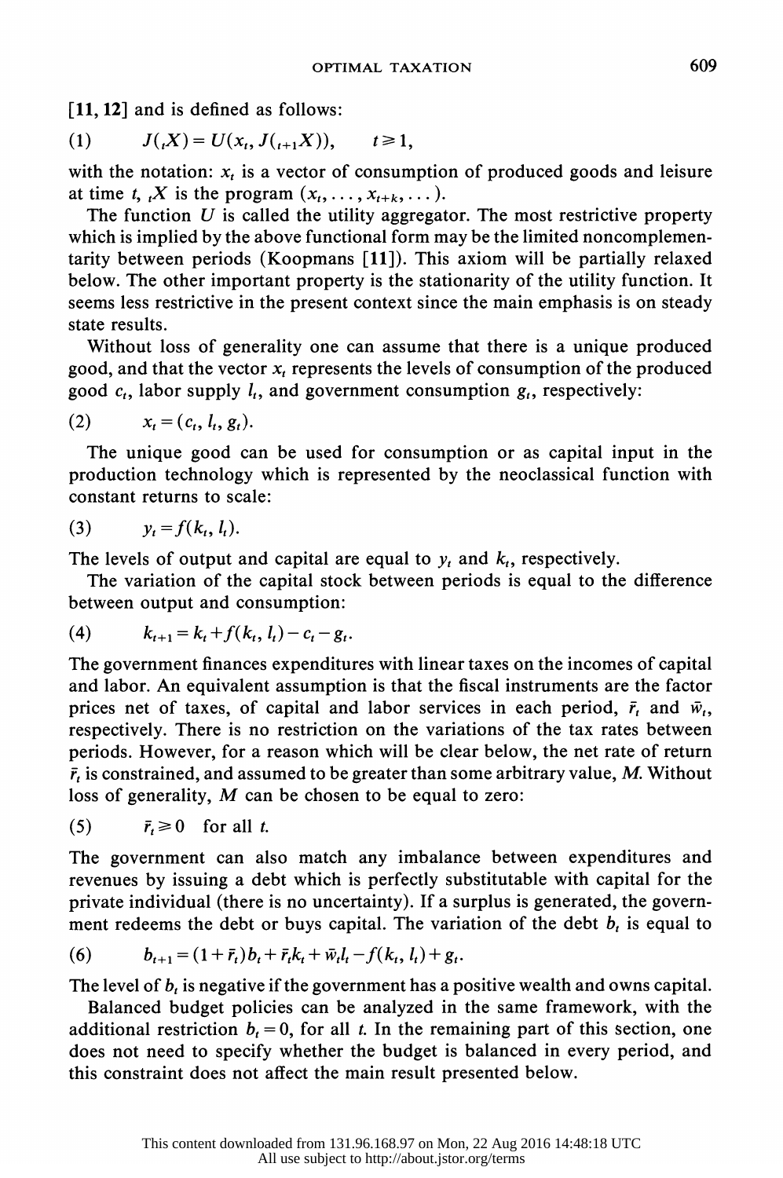[11, 12] and is defined as follows:

$$J({}_tX) = U(x_t, J({}_{t+1}X)), \qquad t \geq 1, \tag{1}$$

with the notation: $x_t$ is a vector of consumption of produced goods and leisure at time $t$, ${}_tX$ is the program $(x_t, \ldots, x_{t+k}, \ldots)$.

The function $U$ is called the utility aggregator. The most restrictive property which is implied by the above functional form may be the limited noncomplementarity between periods (Koopmans [11]). This axiom will be partially relaxed below. The other important property is the stationarity of the utility function. It seems less restrictive in the present context since the main emphasis is on steady state results.

Without loss of generality one can assume that there is a unique produced good, and that the vector $x_t$ represents the levels of consumption of the produced good $c_t$, labor supply $l_t$, and government consumption $g_t$, respectively:

$$x_t = (c_t, l_t, g_t). \tag{2}$$

The unique good can be used for consumption or as capital input in the production technology which is represented by the neoclassical function with constant returns to scale:

$$y_t = f(k_t, l_t). \tag{3}$$

The levels of output and capital are equal to $y_t$ and $k_t$, respectively.

The variation of the capital stock between periods is equal to the difference between output and consumption:

$$k_{t+1} = k_t + f(k_t, l_t) - c_t - g_t. \tag{4}$$

The government finances expenditures with linear taxes on the incomes of capital and labor. An equivalent assumption is that the fiscal instruments are the factor prices net of taxes, of capital and labor services in each period, $\bar{r}_t$ and $\bar{w}_t$, respectively. There is no restriction on the variations of the tax rates between periods. However, for a reason which will be clear below, the net rate of return $\bar{r}_t$ is constrained, and assumed to be greater than some arbitrary value, $M$. Without loss of generality, $M$ can be chosen to be equal to zero:

$$\bar{r}_t \geq 0 \quad \text{for all } t. \tag{5}$$

The government can also match any imbalance between expenditures and revenues by issuing a debt which is perfectly substitutable with capital for the private individual (there is no uncertainty). If a surplus is generated, the government redeems the debt or buys capital. The variation of the debt $b_t$ is equal to

$$b_{t+1} = (1 + \bar{r}_t)b_t + \bar{r}_t k_t + \bar{w}_t l_t - f(k_t, l_t) + g_t. \tag{6}$$

The level of $b_t$ is negative if the government has a positive wealth and owns capital.

Balanced budget policies can be analyzed in the same framework, with the additional restriction $b_t = 0$, for all $t$. In the remaining part of this section, one does not need to specify whether the budget is balanced in every period, and this constraint does not affect the main result presented below.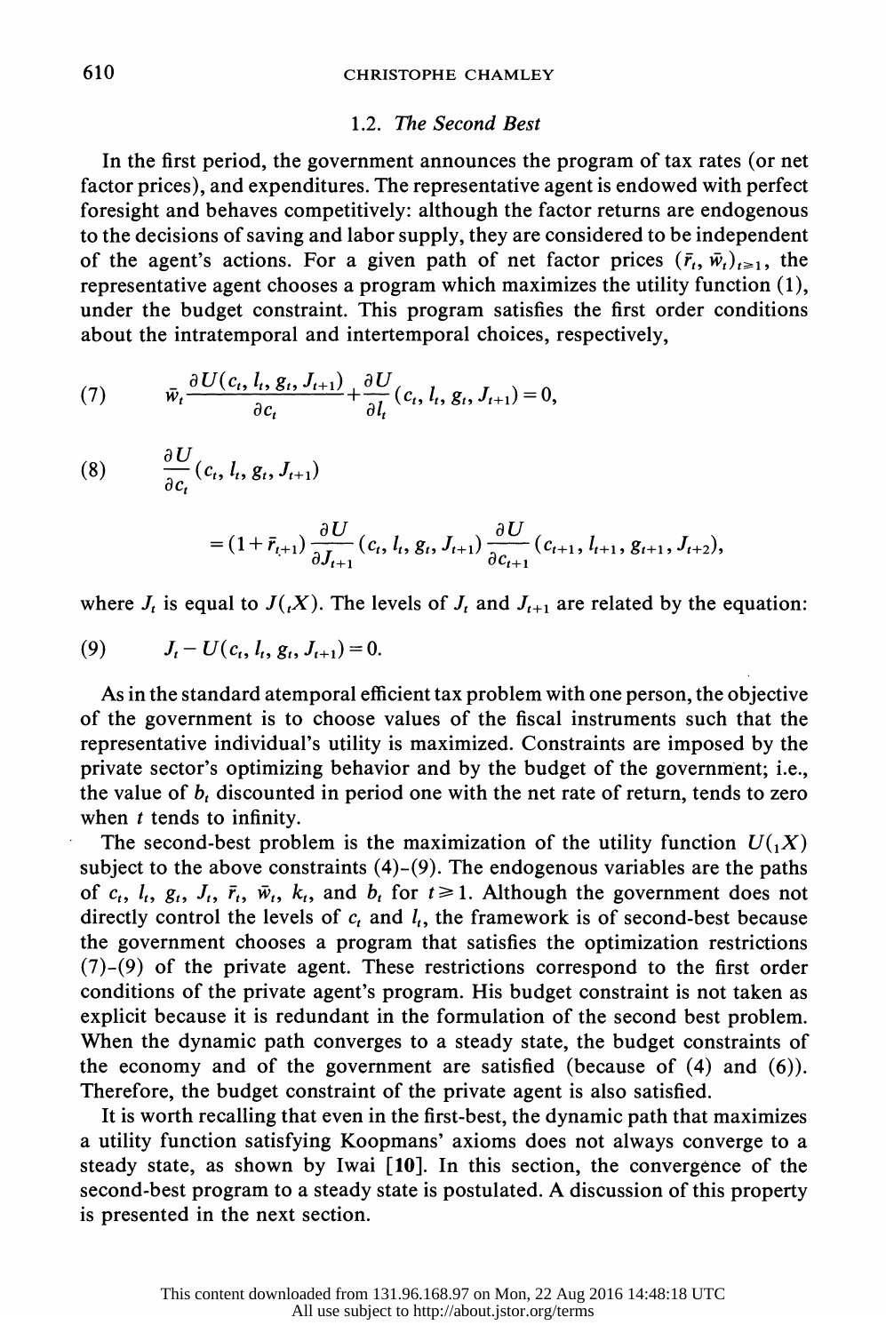### 1.2. *The Second Best*

In the first period, the government announces the program of tax rates (or net factor prices), and expenditures. The representative agent is endowed with perfect foresight and behaves competitively: although the factor returns are endogenous to the decisions of saving and labor supply, they are considered to be independent of the agent's actions. For a given path of net factor prices $(\bar{r}_t, \bar{w}_t)_{t \geq 1}$, the representative agent chooses a program which maximizes the utility function (1), under the budget constraint. This program satisfies the first order conditions about the intratemporal and intertemporal choices, respectively,

$$\text{(7)} \qquad \bar{w}_t \frac{\partial U(c_t, l_t, g_t, J_{t+1})}{\partial c_t} + \frac{\partial U}{\partial l_t}(c_t, l_t, g_t, J_{t+1}) = 0,$$

$$\text{(8)} \qquad \frac{\partial U}{\partial c_t}(c_t, l_t, g_t, J_{t+1})$$

$$= (1 + \bar{r}_{t+1}) \frac{\partial U}{\partial J_{t+1}}(c_t, l_t, g_t, J_{t+1}) \frac{\partial U}{\partial c_{t+1}}(c_{t+1}, l_{t+1}, g_{t+1}, J_{t+2}),$$

where $J_t$ is equal to $J({}_tX)$. The levels of $J_t$ and $J_{t+1}$ are related by the equation:

$$\text{(9)} \qquad J_t - U(c_t, l_t, g_t, J_{t+1}) = 0.$$

As in the standard atemporal efficient tax problem with one person, the objective of the government is to choose values of the fiscal instruments such that the representative individual's utility is maximized. Constraints are imposed by the private sector's optimizing behavior and by the budget of the government; i.e., the value of $b_t$ discounted in period one with the net rate of return, tends to zero when $t$ tends to infinity.

The second-best problem is the maximization of the utility function $U({}_1X)$ subject to the above constraints (4)–(9). The endogenous variables are the paths of $c_t$, $l_t$, $g_t$, $J_t$, $\bar{r}_t$, $\bar{w}_t$, $k_t$, and $b_t$ for $t \geq 1$. Although the government does not directly control the levels of $c_t$ and $l_t$, the framework is of second-best because the government chooses a program that satisfies the optimization restrictions (7)–(9) of the private agent. These restrictions correspond to the first order conditions of the private agent's program. His budget constraint is not taken as explicit because it is redundant in the formulation of the second best problem. When the dynamic path converges to a steady state, the budget constraints of the economy and of the government are satisfied (because of (4) and (6)). Therefore, the budget constraint of the private agent is also satisfied.

It is worth recalling that even in the first-best, the dynamic path that maximizes a utility function satisfying Koopmans' axioms does not always converge to a steady state, as shown by Iwai [**10**]. In this section, the convergence of the second-best program to a steady state is postulated. A discussion of this property is presented in the next section.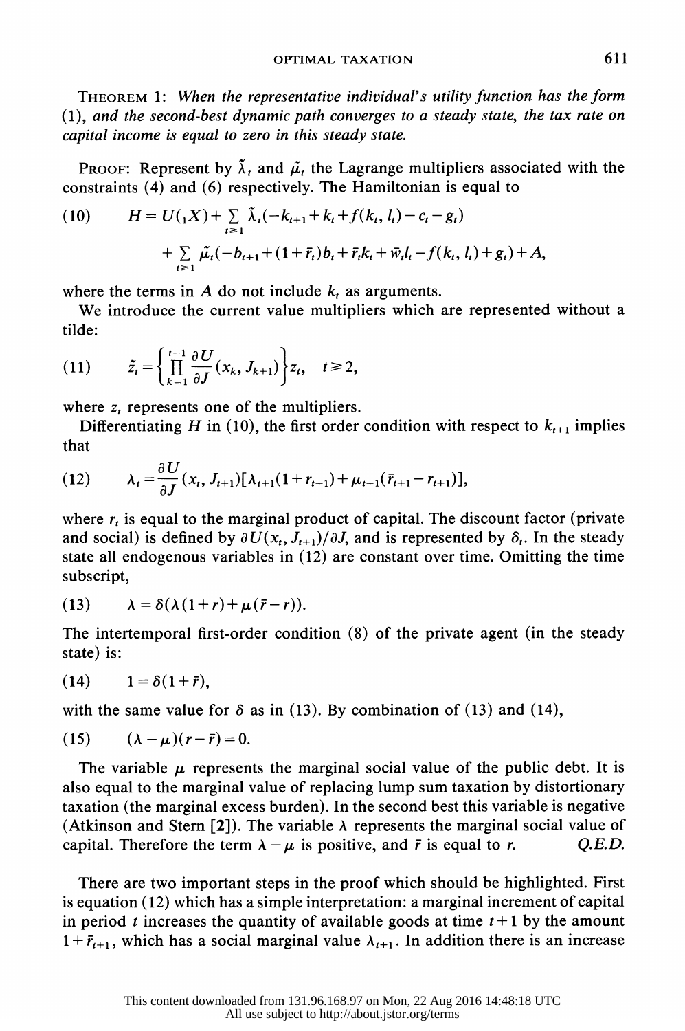**Theorem 1:** *When the representative individual's utility function has the form* (1), *and the second-best dynamic path converges to a steady state, the tax rate on capital income is equal to zero in this steady state.*

**Proof:** Represent by $\tilde{\lambda}_t$ and $\tilde{\mu}_t$ the Lagrange multipliers associated with the constraints (4) and (6) respectively. The Hamiltonian is equal to

$$
\begin{aligned}
(10) \qquad H = U(_1X) &+ \sum_{t\geq 1} \tilde{\lambda}_t(-k_{t+1} + k_t + f(k_t, l_t) - c_t - g_t) \\
&+ \sum_{t \geq 1} \tilde{\mu}_t(-b_{t+1} + (1+\bar{r}_t)b_t + \bar{r}_t k_t + \bar{w}_t l_t - f(k_t, l_t) + g_t) + A,
\end{aligned}
$$

where the terms in $A$ do not include $k_t$ as arguments.

We introduce the current value multipliers which are represented without a tilde:

$$
(11) \qquad \tilde{z}_t = \left\{ \prod_{k=1}^{t-1} \frac{\partial U}{\partial J}(x_k, J_{k+1}) \right\} z_t, \quad t \geq 2,
$$

where $z_t$ represents one of the multipliers.

Differentiating $H$ in (10), the first order condition with respect to $k_{t+1}$ implies that

$$
(12) \qquad \lambda_t = \frac{\partial U}{\partial J}(x_t, J_{t+1})[\lambda_{t+1}(1 + r_{t+1}) + \mu_{t+1}(\bar{r}_{t+1} - r_{t+1})],
$$

where $r_t$ is equal to the marginal product of capital. The discount factor (private and social) is defined by $\partial U(x_t, J_{t+1})/\partial J$, and is represented by $\delta_t$. In the steady state all endogenous variables in (12) are constant over time. Omitting the time subscript,

$$
(13) \qquad \lambda = \delta(\lambda(1+r) + \mu(\bar{r} - r)).
$$

The intertemporal first-order condition (8) of the private agent (in the steady state) is:

$$
(14) \qquad 1 = \delta(1 + \bar{r}),
$$

with the same value for $\delta$ as in (13). By combination of (13) and (14),

$$
(15) \qquad (\lambda - \mu)(r - \bar{r}) = 0.
$$

The variable $\mu$ represents the marginal social value of the public debt. It is also equal to the marginal value of replacing lump sum taxation by distortionary taxation (the marginal excess burden). In the second best this variable is negative (Atkinson and Stern [2]). The variable $\lambda$ represents the marginal social value of capital. Therefore the term $\lambda - \mu$ is positive, and $\bar{r}$ is equal to $r$. *Q.E.D.*

There are two important steps in the proof which should be highlighted. First is equation (12) which has a simple interpretation: a marginal increment of capital in period $t$ increases the quantity of available goods at time $t+1$ by the amount $1 + \bar{r}_{t+1}$, which has a social marginal value $\lambda_{t+1}$. In addition there is an increase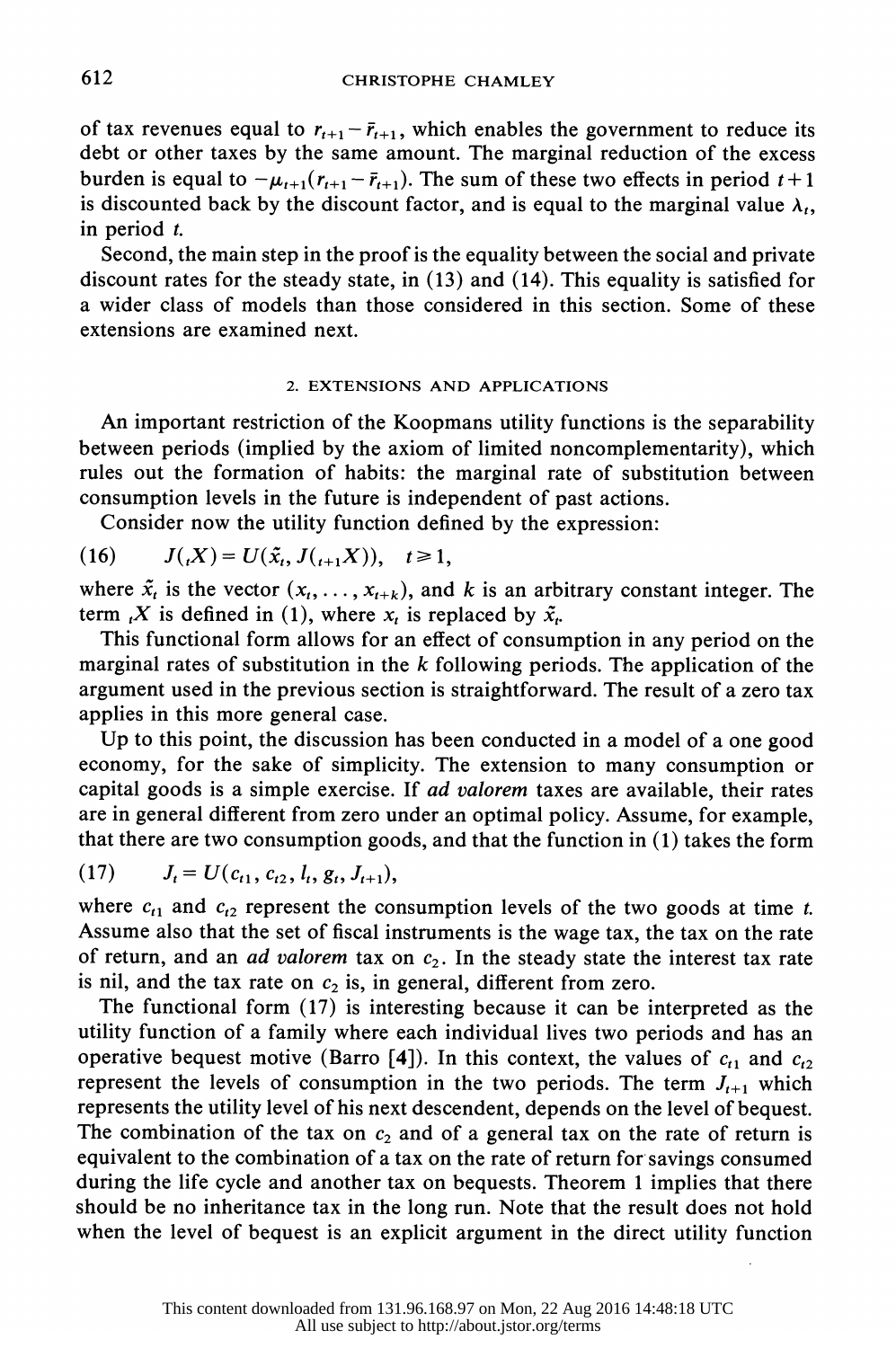of tax revenues equal to $r_{t+1} - \bar{r}_{t+1}$, which enables the government to reduce its debt or other taxes by the same amount. The marginal reduction of the excess burden is equal to $-\mu_{t+1}(r_{t+1} - \bar{r}_{t+1})$. The sum of these two effects in period $t+1$ is discounted back by the discount factor, and is equal to the marginal value $\lambda_t$, in period $t$.

Second, the main step in the proof is the equality between the social and private discount rates for the steady state, in (13) and (14). This equality is satisfied for a wider class of models than those considered in this section. Some of these extensions are examined next.

## 2. EXTENSIONS AND APPLICATIONS

An important restriction of the Koopmans utility functions is the separability between periods (implied by the axiom of limited noncomplementarity), which rules out the formation of habits: the marginal rate of substitution between consumption levels in the future is independent of past actions.

Consider now the utility function defined by the expression:

$$J({}_tX) = U(\tilde{x}_t, J({}_{t+1}X)), \quad t \geq 1, \tag{16}$$

where $\tilde{x}_t$ is the vector $(x_t, \ldots, x_{t+k})$, and $k$ is an arbitrary constant integer. The term ${}_tX$ is defined in (1), where $x_t$ is replaced by $\tilde{x}_t$.

This functional form allows for an effect of consumption in any period on the marginal rates of substitution in the $k$ following periods. The application of the argument used in the previous section is straightforward. The result of a zero tax applies in this more general case.

Up to this point, the discussion has been conducted in a model of a one good economy, for the sake of simplicity. The extension to many consumption or capital goods is a simple exercise. If *ad valorem* taxes are available, their rates are in general different from zero under an optimal policy. Assume, for example, that there are two consumption goods, and that the function in (1) takes the form

$$J_t = U(c_{t1}, c_{t2}, l_t, g_t, J_{t+1}), \tag{17}$$

where $c_{t1}$ and $c_{t2}$ represent the consumption levels of the two goods at time $t$. Assume also that the set of fiscal instruments is the wage tax, the tax on the rate of return, and an *ad valorem* tax on $c_2$. In the steady state the interest tax rate is nil, and the tax rate on $c_2$ is, in general, different from zero.

The functional form (17) is interesting because it can be interpreted as the utility function of a family where each individual lives two periods and has an operative bequest motive (Barro [**4**]). In this context, the values of $c_{t1}$ and $c_{t2}$ represent the levels of consumption in the two periods. The term $J_{t+1}$ which represents the utility level of his next descendent, depends on the level of bequest. The combination of the tax on $c_2$ and of a general tax on the rate of return is equivalent to the combination of a tax on the rate of return for savings consumed during the life cycle and another tax on bequests. Theorem 1 implies that there should be no inheritance tax in the long run. Note that the result does not hold when the level of bequest is an explicit argument in the direct utility function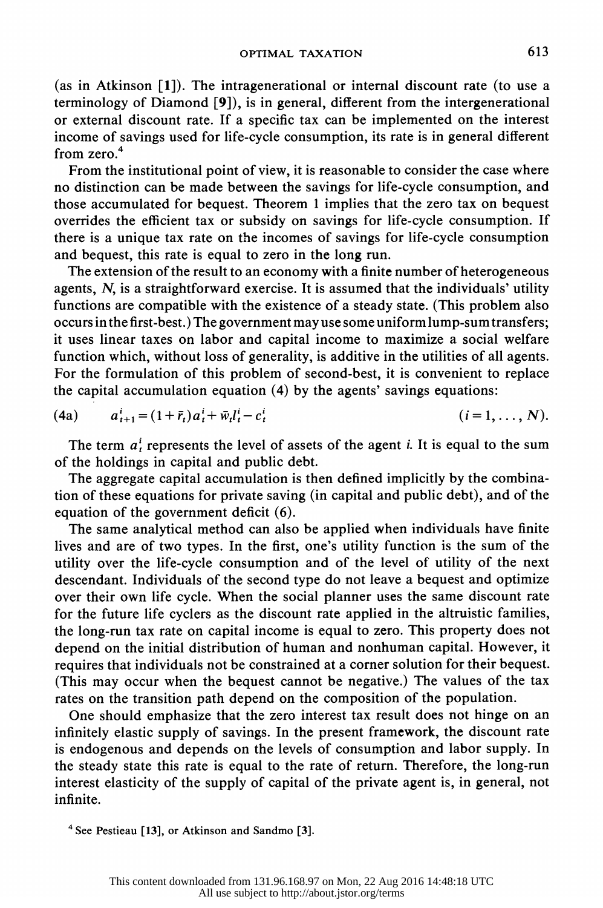(as in Atkinson [1]). The intragenerational or internal discount rate (to use a terminology of Diamond [9]), is in general, different from the intergenerational or external discount rate. If a specific tax can be implemented on the interest income of savings used for life-cycle consumption, its rate is in general different from zero.[4]

From the institutional point of view, it is reasonable to consider the case where no distinction can be made between the savings for life-cycle consumption, and those accumulated for bequest. Theorem 1 implies that the zero tax on bequest overrides the efficient tax or subsidy on savings for life-cycle consumption. If there is a unique tax rate on the incomes of savings for life-cycle consumption and bequest, this rate is equal to zero in the long run.

The extension of the result to an economy with a finite number of heterogeneous agents, $N$, is a straightforward exercise. It is assumed that the individuals' utility functions are compatible with the existence of a steady state. (This problem also occurs in the first-best.) The government may use some uniform lump-sum transfers; it uses linear taxes on labor and capital income to maximize a social welfare function which, without loss of generality, is additive in the utilities of all agents. For the formulation of this problem of second-best, it is convenient to replace the capital accumulation equation (4) by the agents' savings equations:

$$(4a) \qquad a_{t+1}^i = (1+\bar{r}_t)a_t^i + \bar{w}_t l_t^i - c_t^i \qquad (i = 1, \ldots, N).$$

The term $a_t^i$ represents the level of assets of the agent $i$. It is equal to the sum of the holdings in capital and public debt.

The aggregate capital accumulation is then defined implicitly by the combination of these equations for private saving (in capital and public debt), and of the equation of the government deficit (6).

The same analytical method can also be applied when individuals have finite lives and are of two types. In the first, one's utility function is the sum of the utility over the life-cycle consumption and of the level of utility of the next descendant. Individuals of the second type do not leave a bequest and optimize over their own life cycle. When the social planner uses the same discount rate for the future life cyclers as the discount rate applied in the altruistic families, the long-run tax rate on capital income is equal to zero. This property does not depend on the initial distribution of human and nonhuman capital. However, it requires that individuals not be constrained at a corner solution for their bequest. (This may occur when the bequest cannot be negative.) The values of the tax rates on the transition path depend on the composition of the population.

One should emphasize that the zero interest tax result does not hinge on an infinitely elastic supply of savings. In the present framework, the discount rate is endogenous and depends on the levels of consumption and labor supply. In the steady state this rate is equal to the rate of return. Therefore, the long-run interest elasticity of the supply of capital of the private agent is, in general, not infinite.

[4] See Pestieau [13], or Atkinson and Sandmo [3].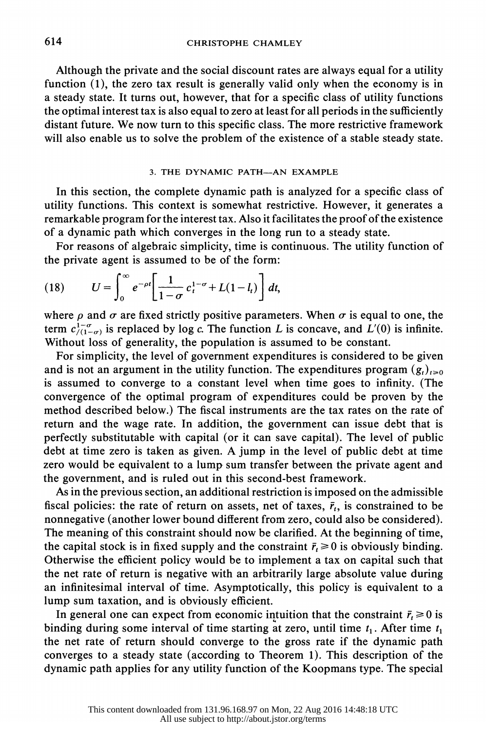Although the private and the social discount rates are always equal for a utility function (1), the zero tax result is generally valid only when the economy is in a steady state. It turns out, however, that for a specific class of utility functions the optimal interest tax is also equal to zero at least for all periods in the sufficiently distant future. We now turn to this specific class. The more restrictive framework will also enable us to solve the problem of the existence of a stable steady state.

### 3. THE DYNAMIC PATH—AN EXAMPLE

In this section, the complete dynamic path is analyzed for a specific class of utility functions. This context is somewhat restrictive. However, it generates a remarkable program for the interest tax. Also it facilitates the proof of the existence of a dynamic path which converges in the long run to a steady state.

For reasons of algebraic simplicity, time is continuous. The utility function of the private agent is assumed to be of the form:

$$(18) \qquad U=\int_0^{\infty} e^{-\rho t}\left[\frac{1}{1-\sigma}c_t^{1-\sigma}+L(1-l_t)\right]dt,$$

where $\rho$ and $\sigma$ are fixed strictly positive parameters. When $\sigma$ is equal to one, the term $c^{1-\sigma}_{/(1-\sigma)}$ is replaced by log $c$. The function $L$ is concave, and $L'(0)$ is infinite. Without loss of generality, the population is assumed to be constant.

For simplicity, the level of government expenditures is considered to be given and is not an argument in the utility function. The expenditures program $(g_t)_{t\geq 0}$ is assumed to converge to a constant level when time goes to infinity. (The convergence of the optimal program of expenditures could be proven by the method described below.) The fiscal instruments are the tax rates on the rate of return and the wage rate. In addition, the government can issue debt that is perfectly substitutable with capital (or it can save capital). The level of public debt at time zero is taken as given. A jump in the level of public debt at time zero would be equivalent to a lump sum transfer between the private agent and the government, and is ruled out in this second-best framework.

As in the previous section, an additional restriction is imposed on the admissible fiscal policies: the rate of return on assets, net of taxes, $\bar{r}_t$, is constrained to be nonnegative (another lower bound different from zero, could also be considered). The meaning of this constraint should now be clarified. At the beginning of time, the capital stock is in fixed supply and the constraint $\bar{r}_t \geq 0$ is obviously binding. Otherwise the efficient policy would be to implement a tax on capital such that the net rate of return is negative with an arbitrarily large absolute value during an infinitesimal interval of time. Asymptotically, this policy is equivalent to a lump sum taxation, and is obviously efficient.

In general one can expect from economic intuition that the constraint $\bar{r}_t \geq 0$ is binding during some interval of time starting at zero, until time $t_1$. After time $t_1$ the net rate of return should converge to the gross rate if the dynamic path converges to a steady state (according to Theorem 1). This description of the dynamic path applies for any utility function of the Koopmans type. The special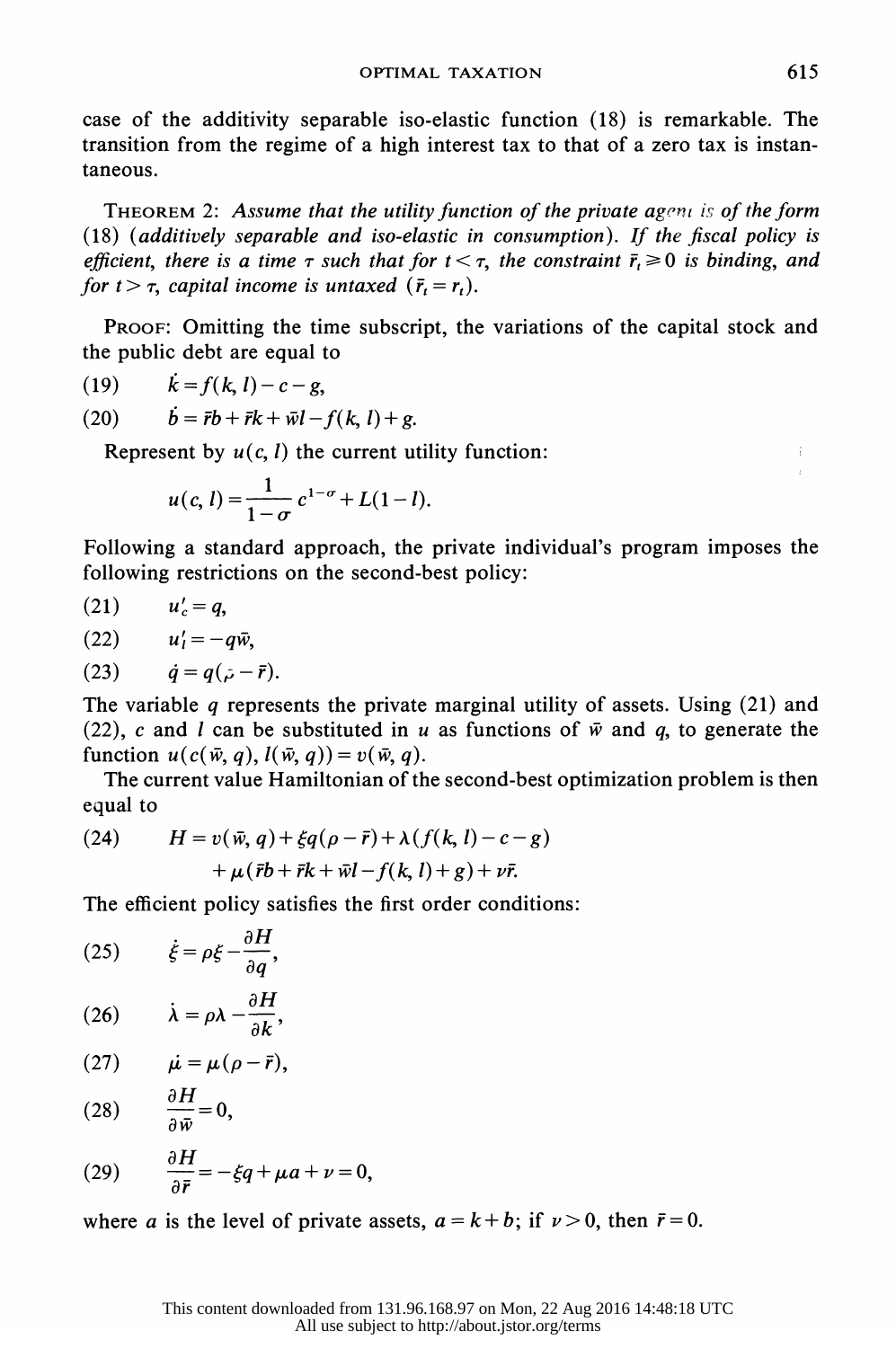case of the additivity separable iso-elastic function (18) is remarkable. The transition from the regime of a high interest tax to that of a zero tax is instantaneous.

THEOREM 2: *Assume that the utility function of the private agent is of the form* (18) (*additively separable and iso-elastic in consumption*). *If the fiscal policy is efficient, there is a time $\tau$ such that for $t < \tau$, the constraint $\bar{r}_t \geqslant 0$ is binding, and for $t > \tau$, capital income is untaxed* ($\bar{r}_t = r_t$).

PROOF: Omitting the time subscript, the variations of the capital stock and the public debt are equal to

$$\dot{k} = f(k, l) - c - g, \tag{19}$$

$$\dot{b} = \bar{r}b + \bar{r}k + \bar{w}l - f(k, l) + g. \tag{20}$$

Represent by $u(c, l)$ the current utility function:

$$u(c, l) = \frac{1}{1-\sigma} c^{1-\sigma} + L(1-l).$$

Following a standard approach, the private individual's program imposes the following restrictions on the second-best policy:

$$u'_c = q, \tag{21}$$

$$u'_l = -q\bar{w}, \tag{22}$$

$$\dot{q} = q(\rho - \bar{r}). \tag{23}$$

The variable $q$ represents the private marginal utility of assets. Using (21) and (22), $c$ and $l$ can be substituted in $u$ as functions of $\bar{w}$ and $q$, to generate the function $u(c(\bar{w}, q), l(\bar{w}, q)) = v(\bar{w}, q)$.

The current value Hamiltonian of the second-best optimization problem is then equal to

$$\begin{aligned} H = {} & v(\bar{w}, q) + \xi q(\rho - \bar{r}) + \lambda(f(k, l) - c - g) \\ & + \mu(\bar{r}b + \bar{r}k + \bar{w}l - f(k, l) + g) + \nu\bar{r}. \end{aligned} \tag{24}$$

The efficient policy satisfies the first order conditions:

$$\dot{\xi} = \rho\xi - \frac{\partial H}{\partial q}, \tag{25}$$

$$\dot{\lambda} = \rho\lambda - \frac{\partial H}{\partial k}, \tag{26}$$

$$\dot{\mu} = \mu(\rho - \bar{r}), \tag{27}$$

$$\frac{\partial H}{\partial \bar{w}} = 0, \tag{28}$$

$$\frac{\partial H}{\partial \bar{r}} = -\xi q + \mu a + \nu = 0, \tag{29}$$

where $a$ is the level of private assets, $a = k + b$; if $\nu > 0$, then $\bar{r} = 0$.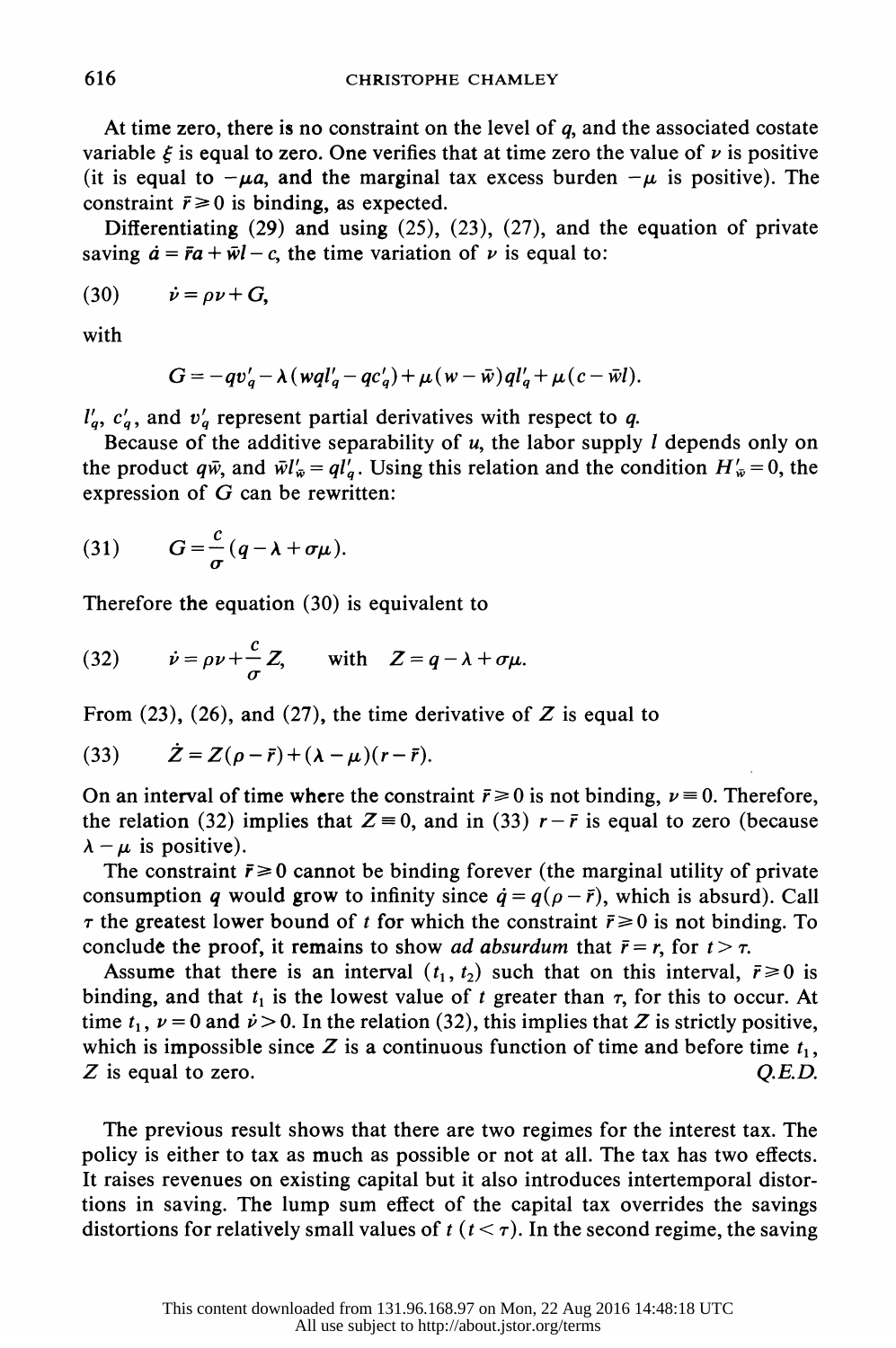At time zero, there is no constraint on the level of $q$, and the associated costate variable $\xi$ is equal to zero. One verifies that at time zero the value of $\nu$ is positive (it is equal to $-\mu a$, and the marginal tax excess burden $-\mu$ is positive). The constraint $\bar{r} \geq 0$ is binding, as expected.

Differentiating (29) and using (25), (23), (27), and the equation of private saving $\dot{a} = \bar{r}a + \bar{w}l - c$, the time variation of $\nu$ is equal to:

$$(30) \qquad \dot{\nu} = \rho\nu + G,$$

with

$$G = -qv'_q - \lambda(wql'_q - qc'_q) + \mu(w - \bar{w})ql'_q + \mu(c - \bar{w}l).$$

$l'_q$, $c'_q$, and $v'_q$ represent partial derivatives with respect to $q$.

Because of the additive separability of $u$, the labor supply $l$ depends only on the product $q\bar{w}$, and $\bar{w}l'_{\bar{w}} = ql'_q$. Using this relation and the condition $H'_{\bar{w}} = 0$, the expression of $G$ can be rewritten:

$$(31) \qquad G = \frac{c}{\sigma}(q - \lambda + \sigma\mu).$$

Therefore the equation (30) is equivalent to

$$(32) \qquad \dot{\nu} = \rho\nu + \frac{c}{\sigma}Z, \qquad \text{with} \quad Z = q - \lambda + \sigma\mu.$$

From (23), (26), and (27), the time derivative of $Z$ is equal to

$$(33) \qquad \dot{Z} = Z(\rho - \bar{r}) + (\lambda - \mu)(r - \bar{r}).$$

On an interval of time where the constraint $\bar{r} \geq 0$ is not binding, $\nu \equiv 0$. Therefore, the relation (32) implies that $Z \equiv 0$, and in (33) $r - \bar{r}$ is equal to zero (because $\lambda - \mu$ is positive).

The constraint $\bar{r} \geq 0$ cannot be binding forever (the marginal utility of private consumption $q$ would grow to infinity since $\dot{q} = q(\rho - \bar{r})$, which is absurd). Call $\tau$ the greatest lower bound of $t$ for which the constraint $\bar{r} \geq 0$ is not binding. To conclude the proof, it remains to show *ad absurdum* that $\bar{r} = r$, for $t > \tau$.

Assume that there is an interval $(t_1, t_2)$ such that on this interval, $\bar{r} \geq 0$ is binding, and that $t_1$ is the lowest value of $t$ greater than $\tau$, for this to occur. At time $t_1$, $\nu = 0$ and $\dot{\nu} > 0$. In the relation (32), this implies that $Z$ is strictly positive, which is impossible since $Z$ is a continuous function of time and before time $t_1$, $Z$ is equal to zero. *Q.E.D.*

The previous result shows that there are two regimes for the interest tax. The policy is either to tax as much as possible or not at all. The tax has two effects. It raises revenues on existing capital but it also introduces intertemporal distortions in saving. The lump sum effect of the capital tax overrides the savings distortions for relatively small values of $t$ ($t < \tau$). In the second regime, the saving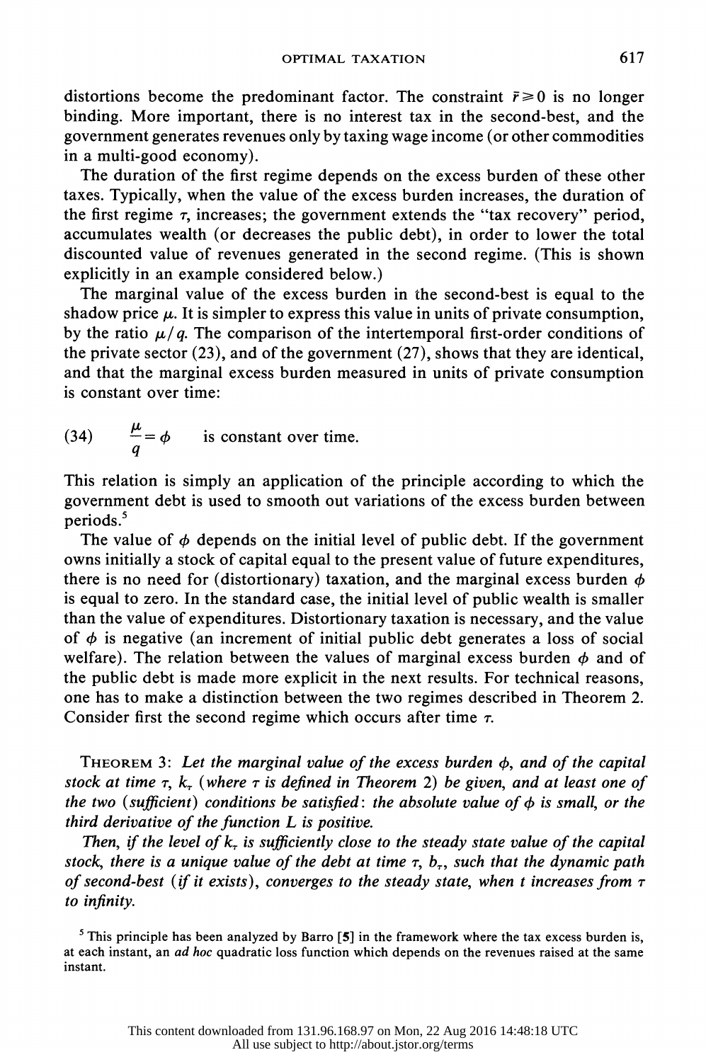distortions become the predominant factor. The constraint $\bar{r} \geq 0$ is no longer binding. More important, there is no interest tax in the second-best, and the government generates revenues only by taxing wage income (or other commodities in a multi-good economy).

The duration of the first regime depends on the excess burden of these other taxes. Typically, when the value of the excess burden increases, the duration of the first regime $\tau$, increases; the government extends the "tax recovery" period, accumulates wealth (or decreases the public debt), in order to lower the total discounted value of revenues generated in the second regime. (This is shown explicitly in an example considered below.)

The marginal value of the excess burden in the second-best is equal to the shadow price $\mu$. It is simpler to express this value in units of private consumption, by the ratio $\mu/q$. The comparison of the intertemporal first-order conditions of the private sector (23), and of the government (27), shows that they are identical, and that the marginal excess burden measured in units of private consumption is constant over time:

$$(34) \qquad \frac{\mu}{q} = \phi \qquad \text{is constant over time.}$$

This relation is simply an application of the principle according to which the government debt is used to smooth out variations of the excess burden between periods.[5]

The value of $\phi$ depends on the initial level of public debt. If the government owns initially a stock of capital equal to the present value of future expenditures, there is no need for (distortionary) taxation, and the marginal excess burden $\phi$ is equal to zero. In the standard case, the initial level of public wealth is smaller than the value of expenditures. Distortionary taxation is necessary, and the value of $\phi$ is negative (an increment of initial public debt generates a loss of social welfare). The relation between the values of marginal excess burden $\phi$ and of the public debt is made more explicit in the next results. For technical reasons, one has to make a distinction between the two regimes described in Theorem 2. Consider first the second regime which occurs after time $\tau$.

THEOREM 3: *Let the marginal value of the excess burden $\phi$, and of the capital stock at time $\tau$, $k_\tau$ (where $\tau$ is defined in Theorem 2) be given, and at least one of the two (sufficient) conditions be satisfied: the absolute value of $\phi$ is small, or the third derivative of the function L is positive.*

*Then, if the level of $k_\tau$ is sufficiently close to the steady state value of the capital stock, there is a unique value of the debt at time $\tau$, $b_\tau$, such that the dynamic path of second-best (if it exists), converges to the steady state, when t increases from $\tau$ to infinity.*

[5] This principle has been analyzed by Barro [5] in the framework where the tax excess burden is, at each instant, an *ad hoc* quadratic loss function which depends on the revenues raised at the same instant.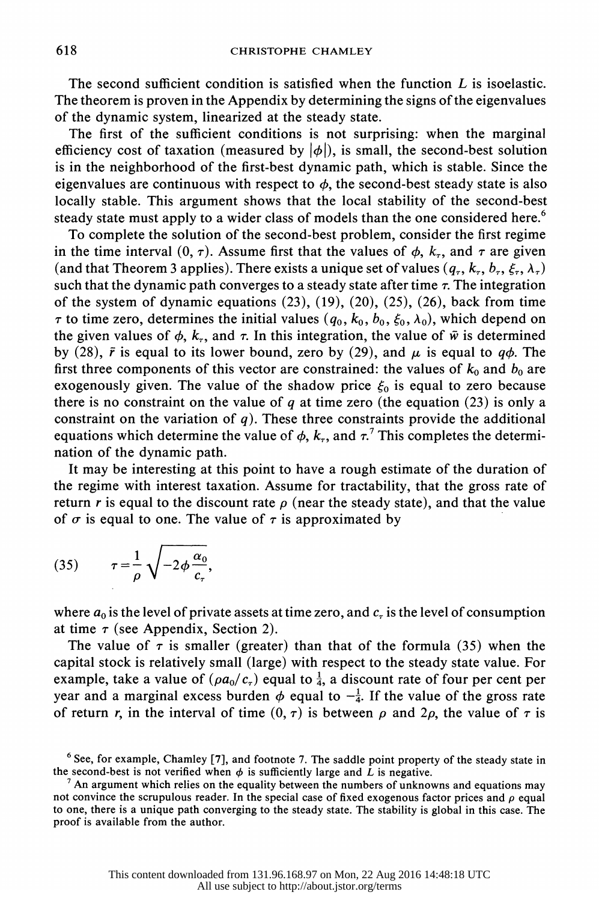The second sufficient condition is satisfied when the function $L$ is isoelastic. The theorem is proven in the Appendix by determining the signs of the eigenvalues of the dynamic system, linearized at the steady state.

The first of the sufficient conditions is not surprising: when the marginal efficiency cost of taxation (measured by $|\phi|$), is small, the second-best solution is in the neighborhood of the first-best dynamic path, which is stable. Since the eigenvalues are continuous with respect to $\phi$, the second-best steady state is also locally stable. This argument shows that the local stability of the second-best steady state must apply to a wider class of models than the one considered here.[6]

To complete the solution of the second-best problem, consider the first regime in the time interval $(0, \tau)$. Assume first that the values of $\phi$, $k_\tau$, and $\tau$ are given (and that Theorem 3 applies). There exists a unique set of values $(q_\tau, k_\tau, b_\tau, \xi_\tau, \lambda_\tau)$ such that the dynamic path converges to a steady state after time $\tau$. The integration of the system of dynamic equations (23), (19), (20), (25), (26), back from time $\tau$ to time zero, determines the initial values $(q_0, k_0, b_0, \xi_0, \lambda_0)$, which depend on the given values of $\phi$, $k_\tau$, and $\tau$. In this integration, the value of $\bar{w}$ is determined by (28), $\bar{r}$ is equal to its lower bound, zero by (29), and $\mu$ is equal to $q\phi$. The first three components of this vector are constrained: the values of $k_0$ and $b_0$ are exogenously given. The value of the shadow price $\xi_0$ is equal to zero because there is no constraint on the value of $q$ at time zero (the equation (23) is only a constraint on the variation of $q$). These three constraints provide the additional equations which determine the value of $\phi$, $k_\tau$, and $\tau$.[7] This completes the determination of the dynamic path.

It may be interesting at this point to have a rough estimate of the duration of the regime with interest taxation. Assume for tractability, that the gross rate of return $r$ is equal to the discount rate $\rho$ (near the steady state), and that the value of $\sigma$ is equal to one. The value of $\tau$ is approximated by

$$\tau = \frac{1}{\rho}\sqrt{-2\phi\frac{\alpha_0}{c_\tau}}, \tag{35}$$

where $a_0$ is the level of private assets at time zero, and $c_\tau$ is the level of consumption at time $\tau$ (see Appendix, Section 2).

The value of $\tau$ is smaller (greater) than that of the formula (35) when the capital stock is relatively small (large) with respect to the steady state value. For example, take a value of $(\rho a_0/c_\tau)$ equal to $\frac{1}{4}$, a discount rate of four per cent per year and a marginal excess burden $\phi$ equal to $-\frac{1}{4}$. If the value of the gross rate of return $r$, in the interval of time $(0, \tau)$ is between $\rho$ and $2\rho$, the value of $\tau$ is

[6] See, for example, Chamley [7], and footnote 7. The saddle point property of the steady state in the second-best is not verified when $\phi$ is sufficiently large and $L$ is negative.

[7] An argument which relies on the equality between the numbers of unknowns and equations may not convince the scrupulous reader. In the special case of fixed exogenous factor prices and $\rho$ equal to one, there is a unique path converging to the steady state. The stability is global in this case. The proof is available from the author.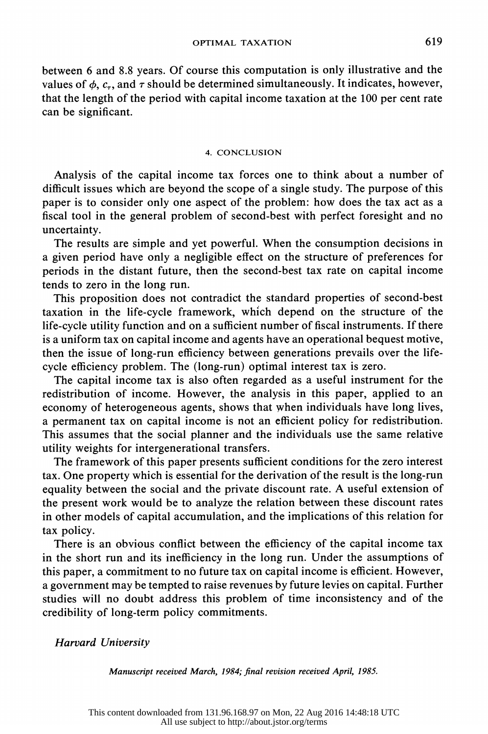between 6 and 8.8 years. Of course this computation is only illustrative and the values of $\phi$, $c_\tau$, and $\tau$ should be determined simultaneously. It indicates, however, that the length of the period with capital income taxation at the 100 per cent rate can be significant.

## 4. CONCLUSION

Analysis of the capital income tax forces one to think about a number of difficult issues which are beyond the scope of a single study. The purpose of this paper is to consider only one aspect of the problem: how does the tax act as a fiscal tool in the general problem of second-best with perfect foresight and no uncertainty.

The results are simple and yet powerful. When the consumption decisions in a given period have only a negligible effect on the structure of preferences for periods in the distant future, then the second-best tax rate on capital income tends to zero in the long run.

This proposition does not contradict the standard properties of second-best taxation in the life-cycle framework, which depend on the structure of the life-cycle utility function and on a sufficient number of fiscal instruments. If there is a uniform tax on capital income and agents have an operational bequest motive, then the issue of long-run efficiency between generations prevails over the life-cycle efficiency problem. The (long-run) optimal interest tax is zero.

The capital income tax is also often regarded as a useful instrument for the redistribution of income. However, the analysis in this paper, applied to an economy of heterogeneous agents, shows that when individuals have long lives, a permanent tax on capital income is not an efficient policy for redistribution. This assumes that the social planner and the individuals use the same relative utility weights for intergenerational transfers.

The framework of this paper presents sufficient conditions for the zero interest tax. One property which is essential for the derivation of the result is the long-run equality between the social and the private discount rate. A useful extension of the present work would be to analyze the relation between these discount rates in other models of capital accumulation, and the implications of this relation for tax policy.

There is an obvious conflict between the efficiency of the capital income tax in the short run and its inefficiency in the long run. Under the assumptions of this paper, a commitment to no future tax on capital income is efficient. However, a government may be tempted to raise revenues by future levies on capital. Further studies will no doubt address this problem of time inconsistency and of the credibility of long-term policy commitments.

*Harvard University*

*Manuscript received March, 1984; final revision received April, 1985.*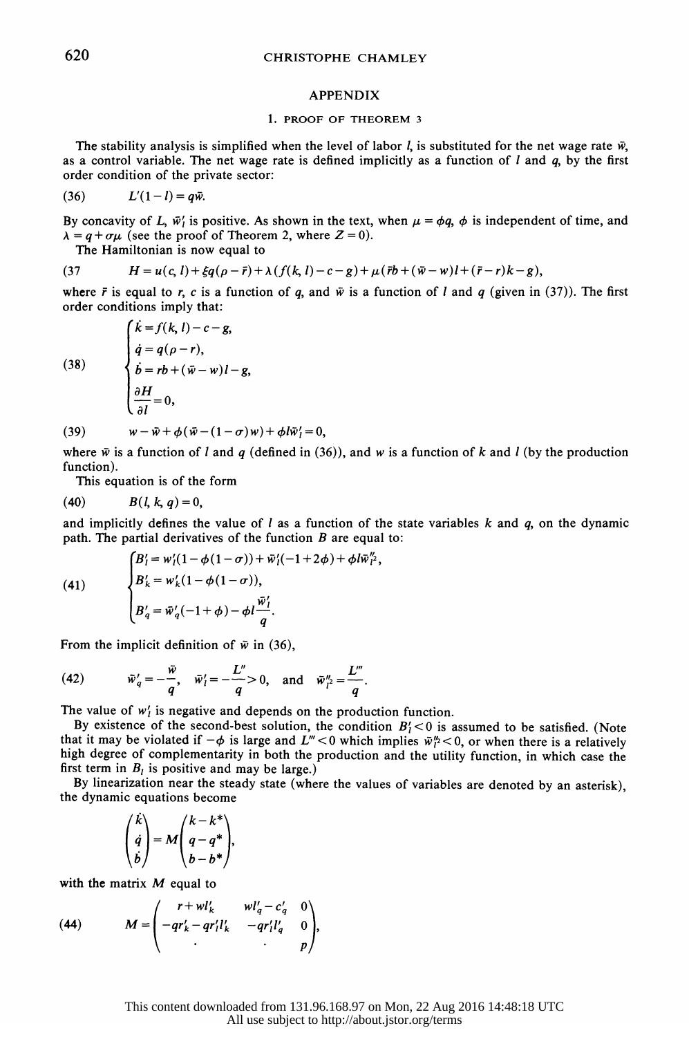## APPENDIX

### 1. PROOF OF THEOREM 3

The stability analysis is simplified when the level of labor $l$, is substituted for the net wage rate $\bar{w}$, as a control variable. The net wage rate is defined implicitly as a function of $l$ and $q$, by the first order condition of the private sector:

$$(36) \qquad L'(1-l) = q\bar{w}.$$

By concavity of $L$, $\bar{w}'_l$ is positive. As shown in the text, when $\mu = \phi q$, $\phi$ is independent of time, and $\lambda = q + \sigma\mu$ (see the proof of Theorem 2, where $Z = 0$).

The Hamiltonian is now equal to

$$(37 \qquad H = u(c, l) + \xi q(\rho - \bar{r}) + \lambda(f(k, l) - c - g) + \mu(\bar{r}b + (\bar{w} - w)l + (\bar{r} - r)k - g),$$

where $\bar{r}$ is equal to $r$, $c$ is a function of $q$, and $\bar{w}$ is a function of $l$ and $q$ (given in (37)). The first order conditions imply that:

$$(38) \qquad \begin{cases} \dot{k} = f(k, l) - c - g, \\ \dot{q} = q(\rho - r), \\ \dot{b} = rb + (\bar{w} - w)l - g, \\ \dfrac{\partial H}{\partial l} = 0, \end{cases}$$

$$(39) \qquad w - \bar{w} + \phi(\bar{w} - (1-\sigma)w) + \phi l \bar{w}'_l = 0,$$

where $\bar{w}$ is a function of $l$ and $q$ (defined in (36)), and $w$ is a function of $k$ and $l$ (by the production function).

This equation is of the form

$$(40) \qquad B(l, k, q) = 0,$$

and implicitly defines the value of $l$ as a function of the state variables $k$ and $q$, on the dynamic path. The partial derivatives of the function $B$ are equal to:

$$(41) \qquad \begin{cases} B'_l = w'_l(1 - \phi(1-\sigma)) + \bar{w}'_l(-1 + 2\phi) + \phi l \bar{w}''_{l^2}, \\ B'_k = w'_k(1 - \phi(1-\sigma)), \\ B'_q = \bar{w}'_q(-1 + \phi) - \phi l \dfrac{\bar{w}'_l}{q}. \end{cases}$$

From the implicit definition of $\bar{w}$ in (36),

$$(42) \qquad \bar{w}'_q = -\frac{\bar{w}}{q}, \quad \bar{w}'_l = -\frac{L''}{q} > 0, \quad \text{and} \quad \bar{w}''_{l^2} = \frac{L'''}{q}.$$

The value of $w'_l$ is negative and depends on the production function.

By existence of the second-best solution, the condition $B'_l < 0$ is assumed to be satisfied. (Note that it may be violated if $-\phi$ is large and $L''' < 0$ which implies $\bar{w}''_{l^2} < 0$, or when there is a relatively high degree of complementarity in both the production and the utility function, in which case the first term in $B_l$ is positive and may be large.)

By linearization near the steady state (where the values of variables are denoted by an asterisk), the dynamic equations become

$$\begin{pmatrix} \dot{k} \\ \dot{q} \\ \dot{b} \end{pmatrix} = M \begin{pmatrix} k - k^* \\ q - q^* \\ b - b^* \end{pmatrix},$$

with the matrix $M$ equal to

$$(44) \qquad M = \begin{pmatrix} r + wl'_k & wl'_q - c'_q & 0 \\ -qr'_k - qr'_l l'_k & -qr'_l l'_q & 0 \\ \cdot & \cdot & p \end{pmatrix},$$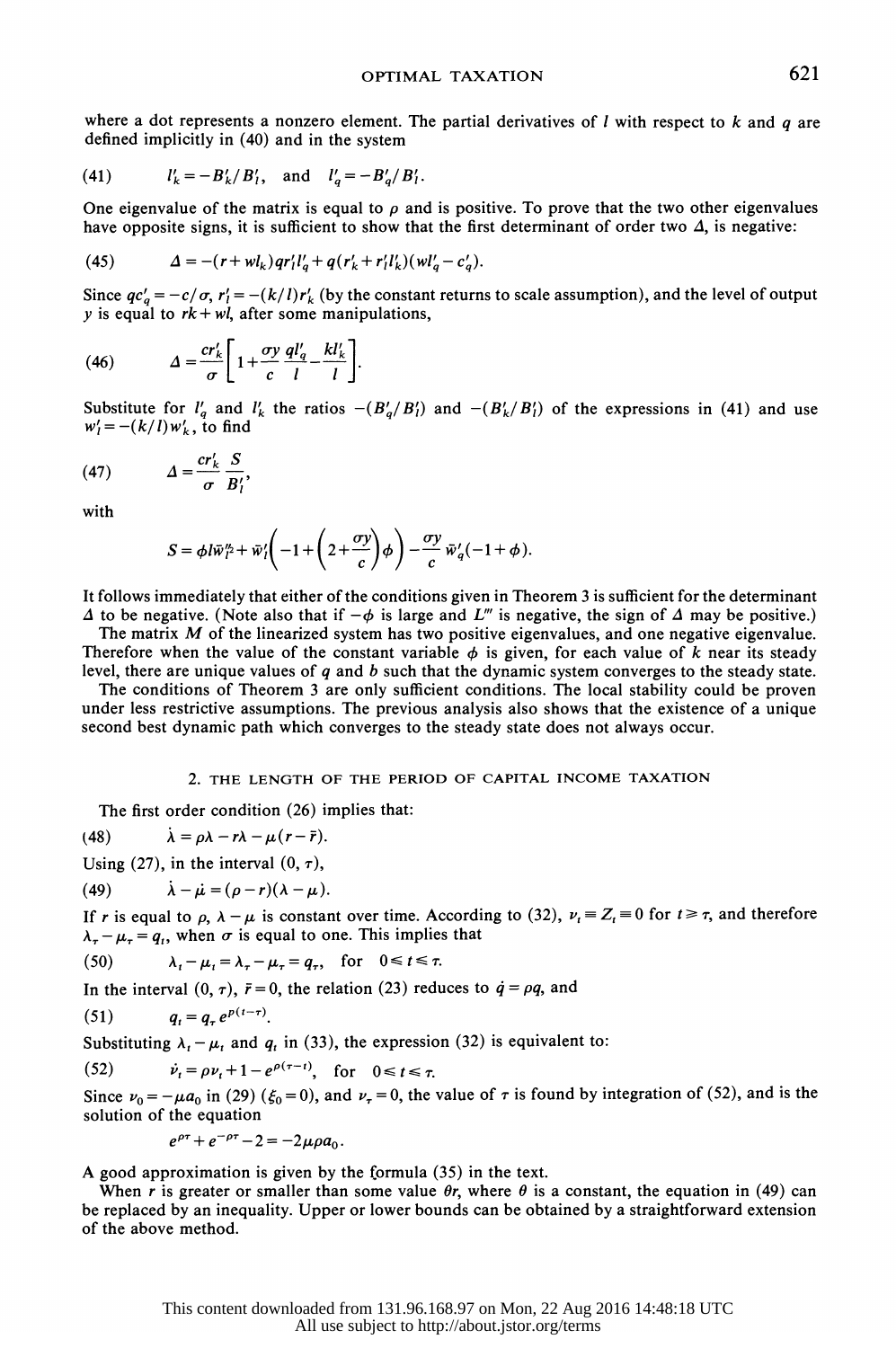where a dot represents a nonzero element. The partial derivatives of $l$ with respect to $k$ and $q$ are defined implicitly in (40) and in the system

$$l'_k = -B'_k/B'_l, \quad \text{and} \quad l'_q = -B'_q/B'_l. \tag{41}$$

One eigenvalue of the matrix is equal to $\rho$ and is positive. To prove that the two other eigenvalues have opposite signs, it is sufficient to show that the first determinant of order two $\Delta$, is negative:

$$\Delta = -(r + wl_k)qr'_l l'_q + q(r'_k + r'_l l'_k)(wl'_q - c'_q). \tag{45}$$

Since $qc'_q = -c/\sigma$, $r'_l = -(k/l)r'_k$ (by the constant returns to scale assumption), and the level of output $y$ is equal to $rk + wl$, after some manipulations,

$$\Delta = \frac{cr'_k}{\sigma}\left[1 + \frac{\sigma y}{c}\frac{ql'_q}{l} - \frac{kl'_k}{l}\right]. \tag{46}$$

Substitute for $l'_q$ and $l'_k$ the ratios $-(B'_q/B'_l)$ and $-(B'_k/B'_l)$ of the expressions in (41) and use $w'_l = -(k/l)w'_k$, to find

$$\Delta = \frac{cr'_k}{\sigma}\frac{S}{B'_l}, \tag{47}$$

with

$$S = \phi l \bar{w}''_l + \bar{w}'_l\left(-1 + \left(2 + \frac{\sigma y}{c}\right)\phi\right) - \frac{\sigma y}{c}\bar{w}'_q(-1+\phi).$$

It follows immediately that either of the conditions given in Theorem 3 is sufficient for the determinant $\Delta$ to be negative. (Note also that if $-\phi$ is large and $L'''$ is negative, the sign of $\Delta$ may be positive.)

The matrix $M$ of the linearized system has two positive eigenvalues, and one negative eigenvalue. Therefore when the value of the constant variable $\phi$ is given, for each value of $k$ near its steady level, there are unique values of $q$ and $b$ such that the dynamic system converges to the steady state.

The conditions of Theorem 3 are only sufficient conditions. The local stability could be proven under less restrictive assumptions. The previous analysis also shows that the existence of a unique second best dynamic path which converges to the steady state does not always occur.

## 2. THE LENGTH OF THE PERIOD OF CAPITAL INCOME TAXATION

The first order condition (26) implies that:

$$\dot{\lambda} = \rho\lambda - r\lambda - \mu(r - \bar{r}). \tag{48}$$

Using (27), in the interval $(0, \tau)$,

$$\dot{\lambda} - \dot{\mu} = (\rho - r)(\lambda - \mu). \tag{49}$$

If $r$ is equal to $\rho$, $\lambda - \mu$ is constant over time. According to (32), $\nu_t \equiv Z_t \equiv 0$ for $t \geq \tau$, and therefore $\lambda_\tau - \mu_\tau = q_t$, when $\sigma$ is equal to one. This implies that

$$\lambda_t - \mu_t = \lambda_\tau - \mu_\tau = q_\tau, \quad \text{for} \quad 0 \leq t \leq \tau. \tag{50}$$

In the interval $(0, \tau)$, $\bar{r} = 0$, the relation (23) reduces to $\dot{q} = \rho q$, and

$$q_t = q_\tau e^{\rho(t-\tau)}. \tag{51}$$

Substituting $\lambda_t - \mu_t$ and $q_t$ in (33), the expression (32) is equivalent to:

$$\dot{\nu}_t = \rho\nu_t + 1 - e^{\rho(\tau - t)}, \quad \text{for} \quad 0 \leq t \leq \tau. \tag{52}$$

Since $\nu_0 = -\mu a_0$ in (29) ($\xi_0 = 0$), and $\nu_\tau = 0$, the value of $\tau$ is found by integration of (52), and is the solution of the equation

$$e^{\rho\tau} + e^{-\rho\tau} - 2 = -2\mu\rho a_0.$$

A good approximation is given by the formula (35) in the text.

When $r$ is greater or smaller than some value $\theta r$, where $\theta$ is a constant, the equation in (49) can be replaced by an inequality. Upper or lower bounds can be obtained by a straightforward extension of the above method.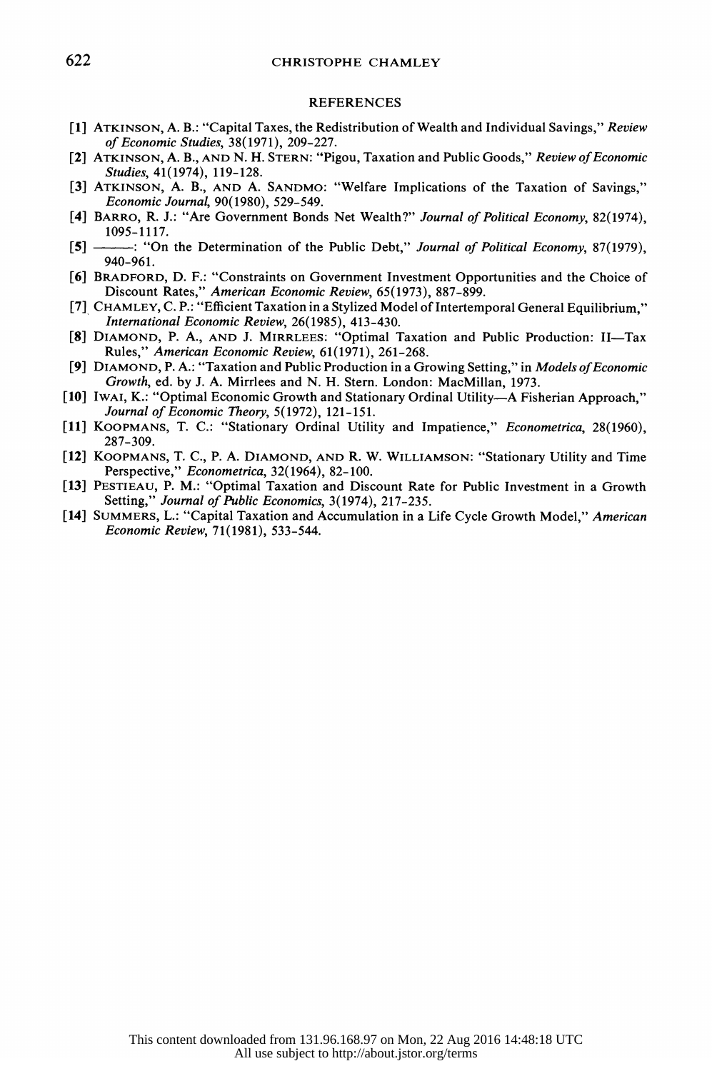## REFERENCES

[1] Atkinson, A. B.: "Capital Taxes, the Redistribution of Wealth and Individual Savings," *Review of Economic Studies*, 38(1971), 209-227.

[2] Atkinson, A. B., and N. H. Stern: "Pigou, Taxation and Public Goods," *Review of Economic Studies*, 41(1974), 119-128.

[3] Atkinson, A. B., and A. Sandmo: "Welfare Implications of the Taxation of Savings," *Economic Journal*, 90(1980), 529-549.

[4] Barro, R. J.: "Are Government Bonds Net Wealth?" *Journal of Political Economy*, 82(1974), 1095-1117.

[5] ———: "On the Determination of the Public Debt," *Journal of Political Economy*, 87(1979), 940-961.

[6] Bradford, D. F.: "Constraints on Government Investment Opportunities and the Choice of Discount Rates," *American Economic Review*, 65(1973), 887-899.

[7] Chamley, C. P.: "Efficient Taxation in a Stylized Model of Intertemporal General Equilibrium," *International Economic Review*, 26(1985), 413-430.

[8] Diamond, P. A., and J. Mirrlees: "Optimal Taxation and Public Production: II—Tax Rules," *American Economic Review*, 61(1971), 261-268.

[9] Diamond, P. A.: "Taxation and Public Production in a Growing Setting," in *Models of Economic Growth*, ed. by J. A. Mirrlees and N. H. Stern. London: MacMillan, 1973.

[10] Iwai, K.: "Optimal Economic Growth and Stationary Ordinal Utility—A Fisherian Approach," *Journal of Economic Theory*, 5(1972), 121-151.

[11] Koopmans, T. C.: "Stationary Ordinal Utility and Impatience," *Econometrica*, 28(1960), 287-309.

[12] Koopmans, T. C., P. A. Diamond, and R. W. Williamson: "Stationary Utility and Time Perspective," *Econometrica*, 32(1964), 82-100.

[13] Pestieau, P. M.: "Optimal Taxation and Discount Rate for Public Investment in a Growth Setting," *Journal of Public Economics*, 3(1974), 217-235.

[14] Summers, L.: "Capital Taxation and Accumulation in a Life Cycle Growth Model," *American Economic Review*, 71(1981), 533-544.